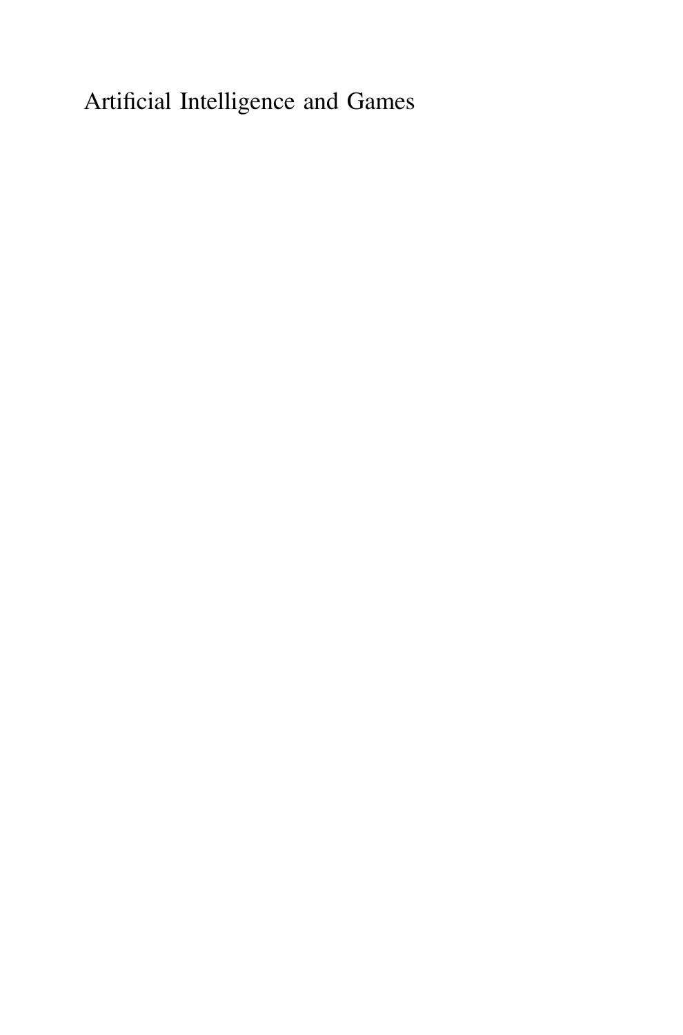Artificial Intelligence and Games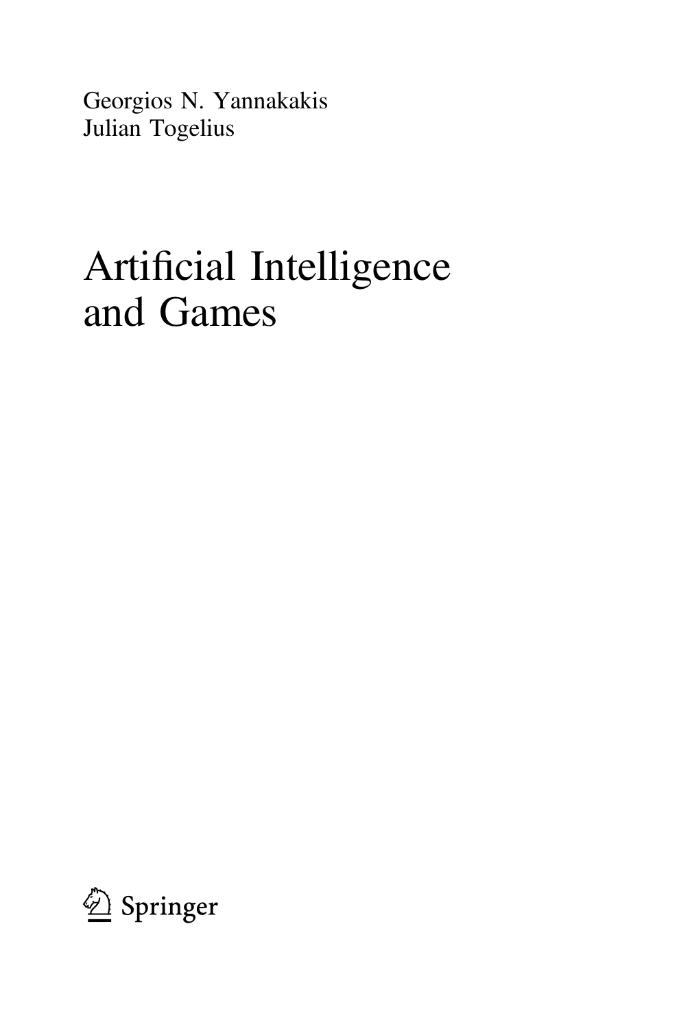Georgios N. Yannakakis
Julian Togelius

# Artificial Intelligence and Games

Springer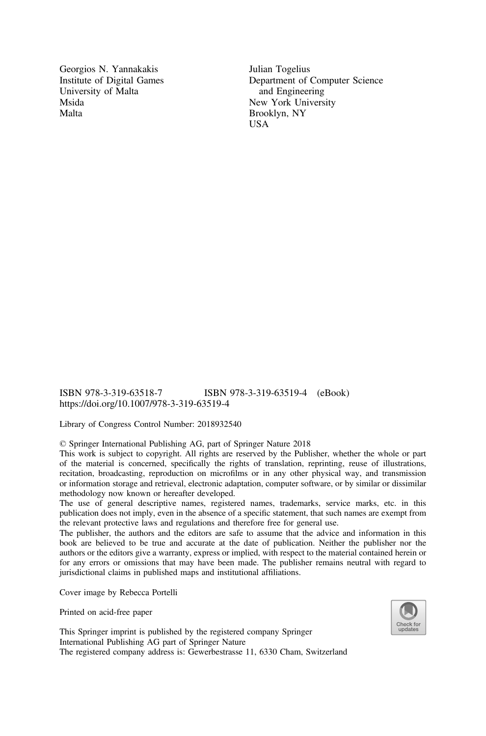Georgios N. Yannakakis
Institute of Digital Games
University of Malta
Msida
Malta

Julian Togelius
Department of Computer Science and Engineering
New York University
Brooklyn, NY
USA

ISBN 978-3-319-63518-7 ISBN 978-3-319-63519-4 (eBook)
https://doi.org/10.1007/978-3-319-63519-4

Library of Congress Control Number: 2018932540

© Springer International Publishing AG, part of Springer Nature 2018
This work is subject to copyright. All rights are reserved by the Publisher, whether the whole or part of the material is concerned, specifically the rights of translation, reprinting, reuse of illustrations, recitation, broadcasting, reproduction on microfilms or in any other physical way, and transmission or information storage and retrieval, electronic adaptation, computer software, or by similar or dissimilar methodology now known or hereafter developed.
The use of general descriptive names, registered names, trademarks, service marks, etc. in this publication does not imply, even in the absence of a specific statement, that such names are exempt from the relevant protective laws and regulations and therefore free for general use.
The publisher, the authors and the editors are safe to assume that the advice and information in this book are believed to be true and accurate at the date of publication. Neither the publisher nor the authors or the editors give a warranty, express or implied, with respect to the material contained herein or for any errors or omissions that may have been made. The publisher remains neutral with regard to jurisdictional claims in published maps and institutional affiliations.

Cover image by Rebecca Portelli

Printed on acid-free paper

This Springer imprint is published by the registered company Springer International Publishing AG part of Springer Nature
The registered company address is: Gewerbestrasse 11, 6330 Cham, Switzerland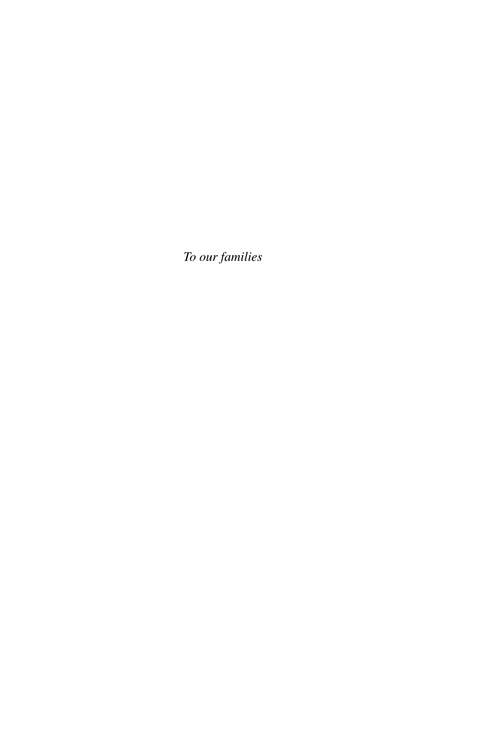*To our families*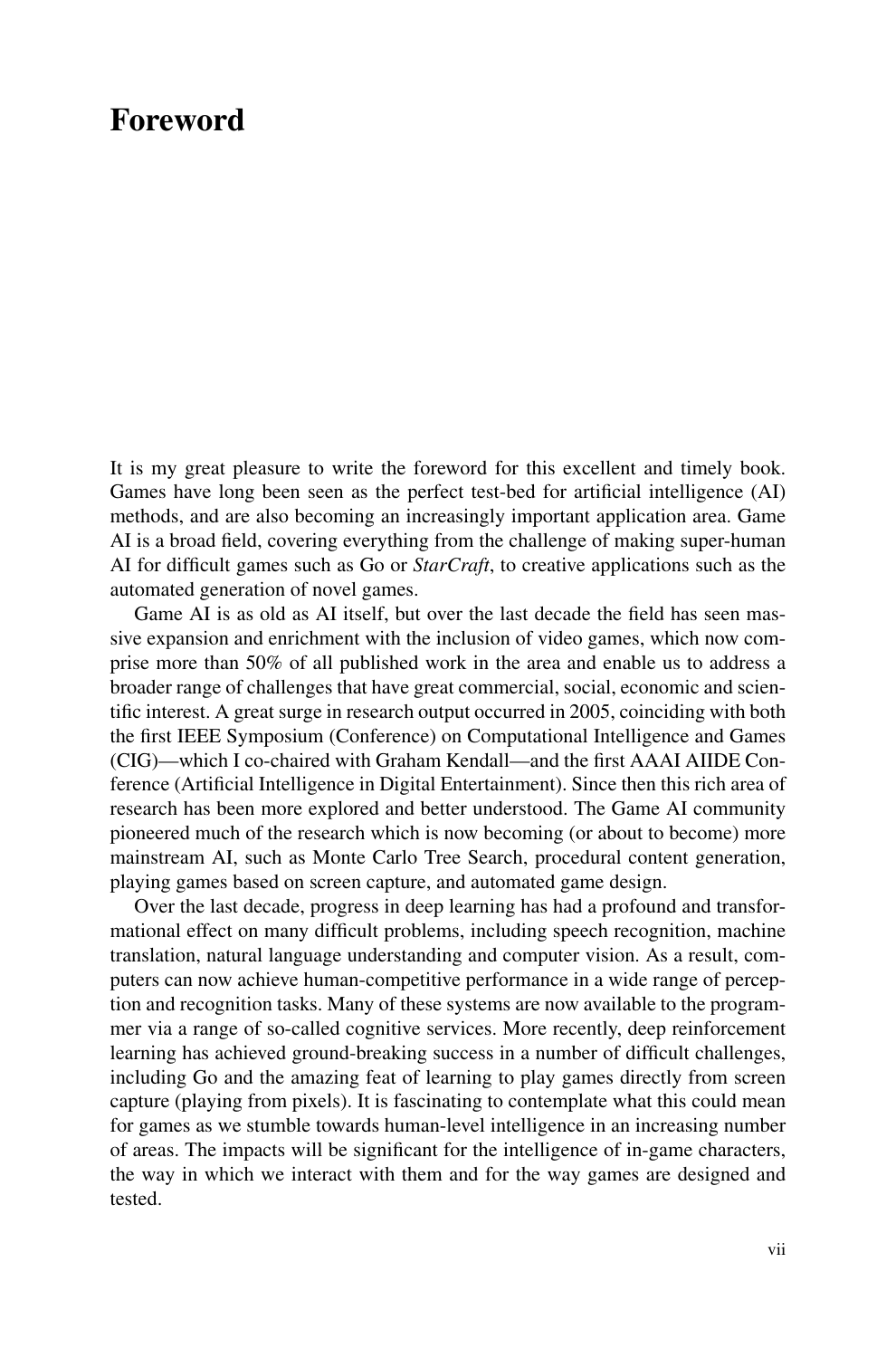# Foreword

It is my great pleasure to write the foreword for this excellent and timely book. Games have long been seen as the perfect test-bed for artificial intelligence (AI) methods, and are also becoming an increasingly important application area. Game AI is a broad field, covering everything from the challenge of making super-human AI for difficult games such as Go or *StarCraft*, to creative applications such as the automated generation of novel games.

Game AI is as old as AI itself, but over the last decade the field has seen massive expansion and enrichment with the inclusion of video games, which now comprise more than 50% of all published work in the area and enable us to address a broader range of challenges that have great commercial, social, economic and scientific interest. A great surge in research output occurred in 2005, coinciding with both the first IEEE Symposium (Conference) on Computational Intelligence and Games (CIG)—which I co-chaired with Graham Kendall—and the first AAAI AIIDE Conference (Artificial Intelligence in Digital Entertainment). Since then this rich area of research has been more explored and better understood. The Game AI community pioneered much of the research which is now becoming (or about to become) more mainstream AI, such as Monte Carlo Tree Search, procedural content generation, playing games based on screen capture, and automated game design.

Over the last decade, progress in deep learning has had a profound and transformational effect on many difficult problems, including speech recognition, machine translation, natural language understanding and computer vision. As a result, computers can now achieve human-competitive performance in a wide range of perception and recognition tasks. Many of these systems are now available to the programmer via a range of so-called cognitive services. More recently, deep reinforcement learning has achieved ground-breaking success in a number of difficult challenges, including Go and the amazing feat of learning to play games directly from screen capture (playing from pixels). It is fascinating to contemplate what this could mean for games as we stumble towards human-level intelligence in an increasing number of areas. The impacts will be significant for the intelligence of in-game characters, the way in which we interact with them and for the way games are designed and tested.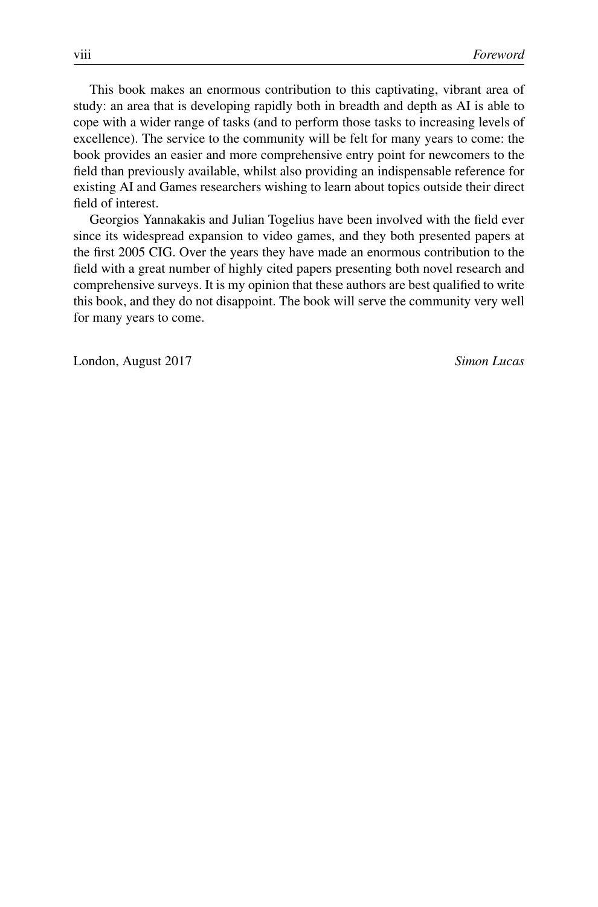This book makes an enormous contribution to this captivating, vibrant area of study: an area that is developing rapidly both in breadth and depth as AI is able to cope with a wider range of tasks (and to perform those tasks to increasing levels of excellence). The service to the community will be felt for many years to come: the book provides an easier and more comprehensive entry point for newcomers to the field than previously available, whilst also providing an indispensable reference for existing AI and Games researchers wishing to learn about topics outside their direct field of interest.

Georgios Yannakakis and Julian Togelius have been involved with the field ever since its widespread expansion to video games, and they both presented papers at the first 2005 CIG. Over the years they have made an enormous contribution to the field with a great number of highly cited papers presenting both novel research and comprehensive surveys. It is my opinion that these authors are best qualified to write this book, and they do not disappoint. The book will serve the community very well for many years to come.

London, August 2017 *Simon Lucas*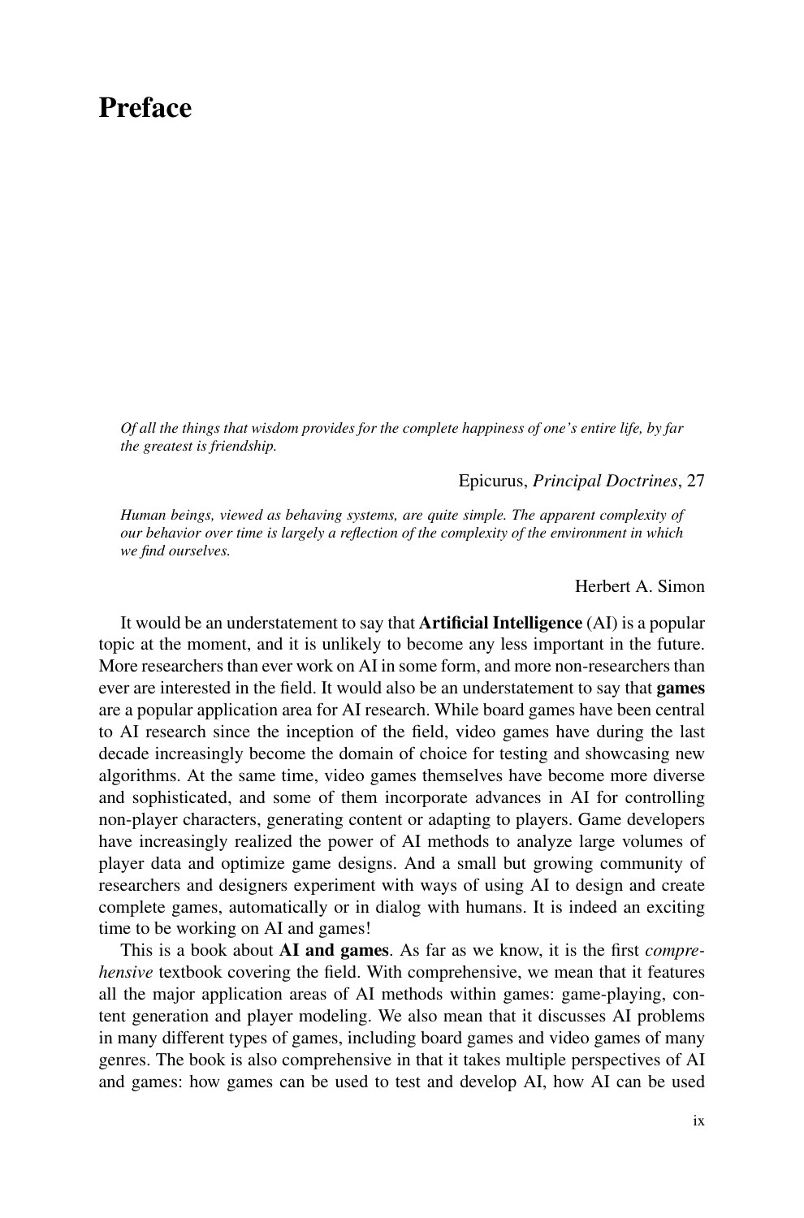# Preface

*Of all the things that wisdom provides for the complete happiness of one's entire life, by far the greatest is friendship.*

Epicurus, *Principal Doctrines*, 27

*Human beings, viewed as behaving systems, are quite simple. The apparent complexity of our behavior over time is largely a reflection of the complexity of the environment in which we find ourselves.*

Herbert A. Simon

It would be an understatement to say that **Artificial Intelligence** (AI) is a popular topic at the moment, and it is unlikely to become any less important in the future. More researchers than ever work on AI in some form, and more non-researchers than ever are interested in the field. It would also be an understatement to say that **games** are a popular application area for AI research. While board games have been central to AI research since the inception of the field, video games have during the last decade increasingly become the domain of choice for testing and showcasing new algorithms. At the same time, video games themselves have become more diverse and sophisticated, and some of them incorporate advances in AI for controlling non-player characters, generating content or adapting to players. Game developers have increasingly realized the power of AI methods to analyze large volumes of player data and optimize game designs. And a small but growing community of researchers and designers experiment with ways of using AI to design and create complete games, automatically or in dialog with humans. It is indeed an exciting time to be working on AI and games!

This is a book about **AI and games**. As far as we know, it is the first *comprehensive* textbook covering the field. With comprehensive, we mean that it features all the major application areas of AI methods within games: game-playing, content generation and player modeling. We also mean that it discusses AI problems in many different types of games, including board games and video games of many genres. The book is also comprehensive in that it takes multiple perspectives of AI and games: how games can be used to test and develop AI, how AI can be used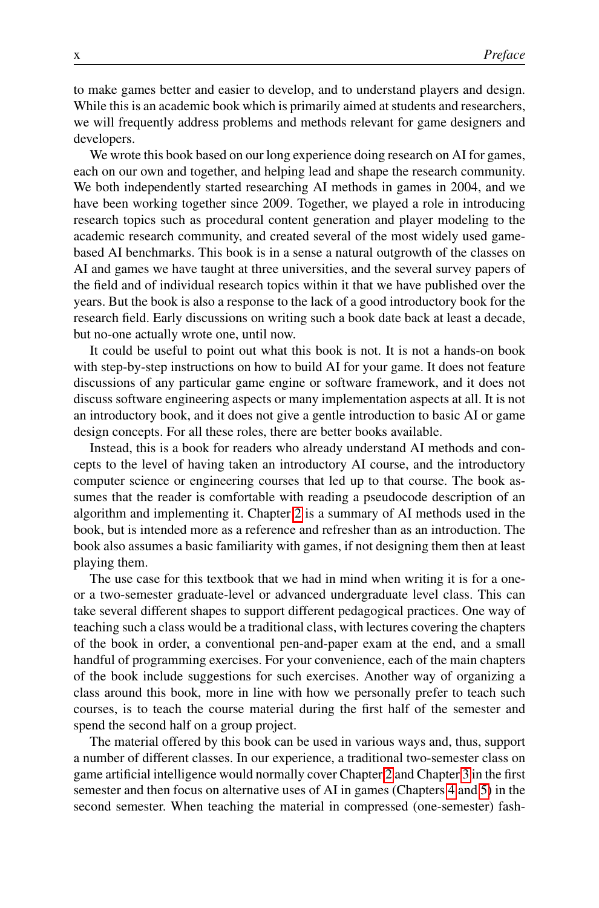to make games better and easier to develop, and to understand players and design. While this is an academic book which is primarily aimed at students and researchers, we will frequently address problems and methods relevant for game designers and developers.

We wrote this book based on our long experience doing research on AI for games, each on our own and together, and helping lead and shape the research community. We both independently started researching AI methods in games in 2004, and we have been working together since 2009. Together, we played a role in introducing research topics such as procedural content generation and player modeling to the academic research community, and created several of the most widely used game-based AI benchmarks. This book is in a sense a natural outgrowth of the classes on AI and games we have taught at three universities, and the several survey papers of the field and of individual research topics within it that we have published over the years. But the book is also a response to the lack of a good introductory book for the research field. Early discussions on writing such a book date back at least a decade, but no-one actually wrote one, until now.

It could be useful to point out what this book is not. It is not a hands-on book with step-by-step instructions on how to build AI for your game. It does not feature discussions of any particular game engine or software framework, and it does not discuss software engineering aspects or many implementation aspects at all. It is not an introductory book, and it does not give a gentle introduction to basic AI or game design concepts. For all these roles, there are better books available.

Instead, this is a book for readers who already understand AI methods and concepts to the level of having taken an introductory AI course, and the introductory computer science or engineering courses that led up to that course. The book assumes that the reader is comfortable with reading a pseudocode description of an algorithm and implementing it. Chapter 2 is a summary of AI methods used in the book, but is intended more as a reference and refresher than as an introduction. The book also assumes a basic familiarity with games, if not designing them then at least playing them.

The use case for this textbook that we had in mind when writing it is for a one- or a two-semester graduate-level or advanced undergraduate level class. This can take several different shapes to support different pedagogical practices. One way of teaching such a class would be a traditional class, with lectures covering the chapters of the book in order, a conventional pen-and-paper exam at the end, and a small handful of programming exercises. For your convenience, each of the main chapters of the book include suggestions for such exercises. Another way of organizing a class around this book, more in line with how we personally prefer to teach such courses, is to teach the course material during the first half of the semester and spend the second half on a group project.

The material offered by this book can be used in various ways and, thus, support a number of different classes. In our experience, a traditional two-semester class on game artificial intelligence would normally cover Chapter 2 and Chapter 3 in the first semester and then focus on alternative uses of AI in games (Chapters 4 and 5) in the second semester. When teaching the material in compressed (one-semester) fash-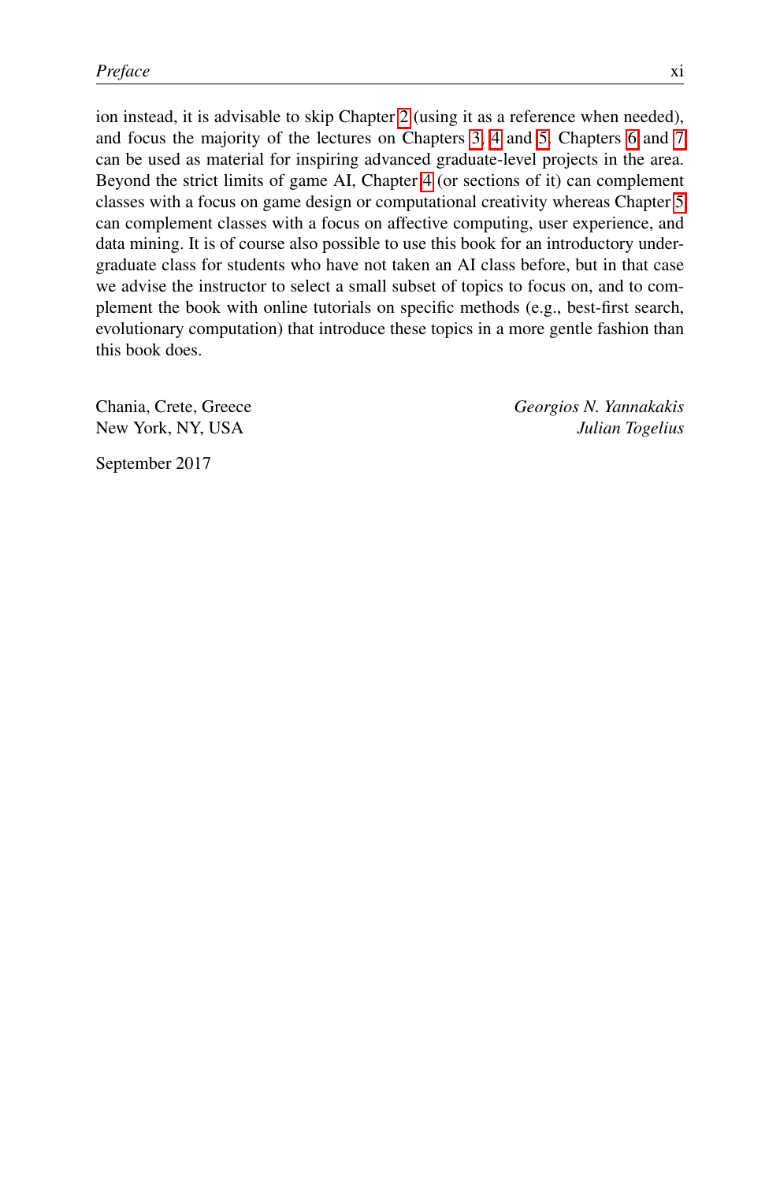ion instead, it is advisable to skip Chapter 2 (using it as a reference when needed), and focus the majority of the lectures on Chapters 3, 4 and 5. Chapters 6 and 7 can be used as material for inspiring advanced graduate-level projects in the area. Beyond the strict limits of game AI, Chapter 4 (or sections of it) can complement classes with a focus on game design or computational creativity whereas Chapter 5 can complement classes with a focus on affective computing, user experience, and data mining. It is of course also possible to use this book for an introductory undergraduate class for students who have not taken an AI class before, but in that case we advise the instructor to select a small subset of topics to focus on, and to complement the book with online tutorials on specific methods (e.g., best-first search, evolutionary computation) that introduce these topics in a more gentle fashion than this book does.

Chania, Crete, Greece — *Georgios N. Yannakakis*
New York, NY, USA — *Julian Togelius*

September 2017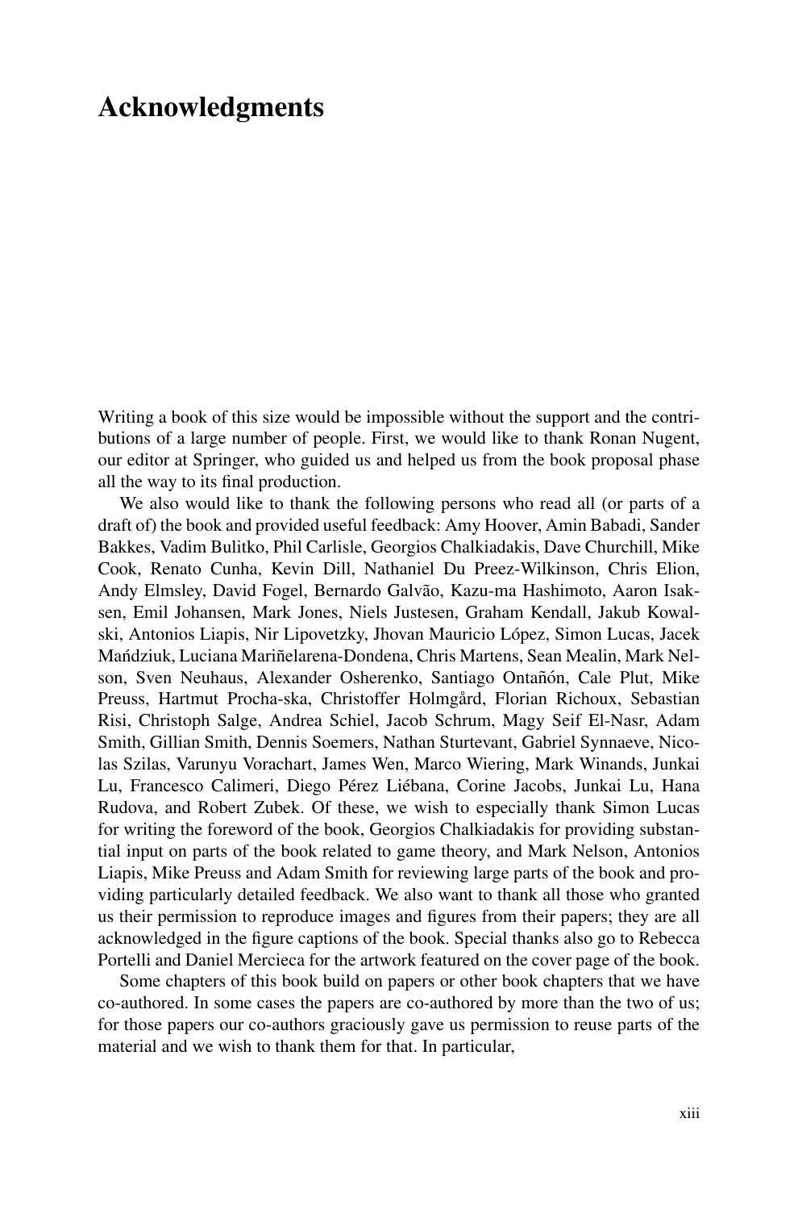# Acknowledgments

Writing a book of this size would be impossible without the support and the contributions of a large number of people. First, we would like to thank Ronan Nugent, our editor at Springer, who guided us and helped us from the book proposal phase all the way to its final production.

We also would like to thank the following persons who read all (or parts of a draft of) the book and provided useful feedback: Amy Hoover, Amin Babadi, Sander Bakkes, Vadim Bulitko, Phil Carlisle, Georgios Chalkiadakis, Dave Churchill, Mike Cook, Renato Cunha, Kevin Dill, Nathaniel Du Preez-Wilkinson, Chris Elion, Andy Elmsley, David Fogel, Bernardo Galvão, Kazu-ma Hashimoto, Aaron Isaksen, Emil Johansen, Mark Jones, Niels Justesen, Graham Kendall, Jakub Kowalski, Antonios Liapis, Nir Lipovetzky, Jhovan Mauricio López, Simon Lucas, Jacek Mańdziuk, Luciana Mariñelarena-Dondena, Chris Martens, Sean Mealin, Mark Nelson, Sven Neuhaus, Alexander Osherenko, Santiago Ontañón, Cale Plut, Mike Preuss, Hartmut Procha-ska, Christoffer Holmgård, Florian Richoux, Sebastian Risi, Christoph Salge, Andrea Schiel, Jacob Schrum, Magy Seif El-Nasr, Adam Smith, Gillian Smith, Dennis Soemers, Nathan Sturtevant, Gabriel Synnaeve, Nicolas Szilas, Varunyu Vorachart, James Wen, Marco Wiering, Mark Winands, Junkai Lu, Francesco Calimeri, Diego Pérez Liébana, Corine Jacobs, Junkai Lu, Hana Rudova, and Robert Zubek. Of these, we wish to especially thank Simon Lucas for writing the foreword of the book, Georgios Chalkiadakis for providing substantial input on parts of the book related to game theory, and Mark Nelson, Antonios Liapis, Mike Preuss and Adam Smith for reviewing large parts of the book and providing particularly detailed feedback. We also want to thank all those who granted us their permission to reproduce images and figures from their papers; they are all acknowledged in the figure captions of the book. Special thanks also go to Rebecca Portelli and Daniel Mercieca for the artwork featured on the cover page of the book.

Some chapters of this book build on papers or other book chapters that we have co-authored. In some cases the papers are co-authored by more than the two of us; for those papers our co-authors graciously gave us permission to reuse parts of the material and we wish to thank them for that. In particular,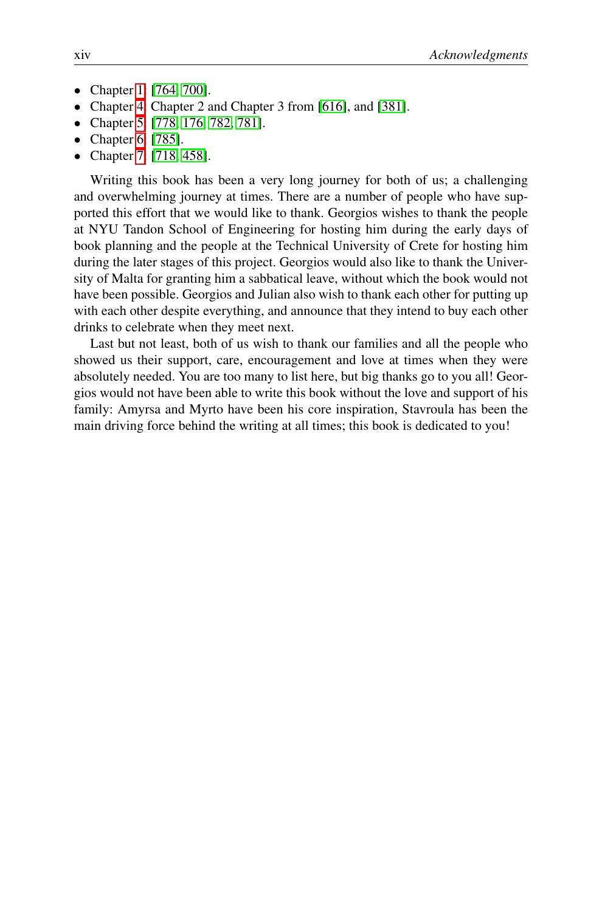- Chapter 1: [764, 700].
- Chapter 4: Chapter 2 and Chapter 3 from [616], and [381].
- Chapter 5: [778, 176, 782, 781].
- Chapter 6: [785].
- Chapter 7: [718, 458].

Writing this book has been a very long journey for both of us; a challenging and overwhelming journey at times. There are a number of people who have supported this effort that we would like to thank. Georgios wishes to thank the people at NYU Tandon School of Engineering for hosting him during the early days of book planning and the people at the Technical University of Crete for hosting him during the later stages of this project. Georgios would also like to thank the University of Malta for granting him a sabbatical leave, without which the book would not have been possible. Georgios and Julian also wish to thank each other for putting up with each other despite everything, and announce that they intend to buy each other drinks to celebrate when they meet next.

Last but not least, both of us wish to thank our families and all the people who showed us their support, care, encouragement and love at times when they were absolutely needed. You are too many to list here, but big thanks go to you all! Georgios would not have been able to write this book without the love and support of his family: Amyrsa and Myrto have been his core inspiration, Stavroula has been the main driving force behind the writing at all times; this book is dedicated to you!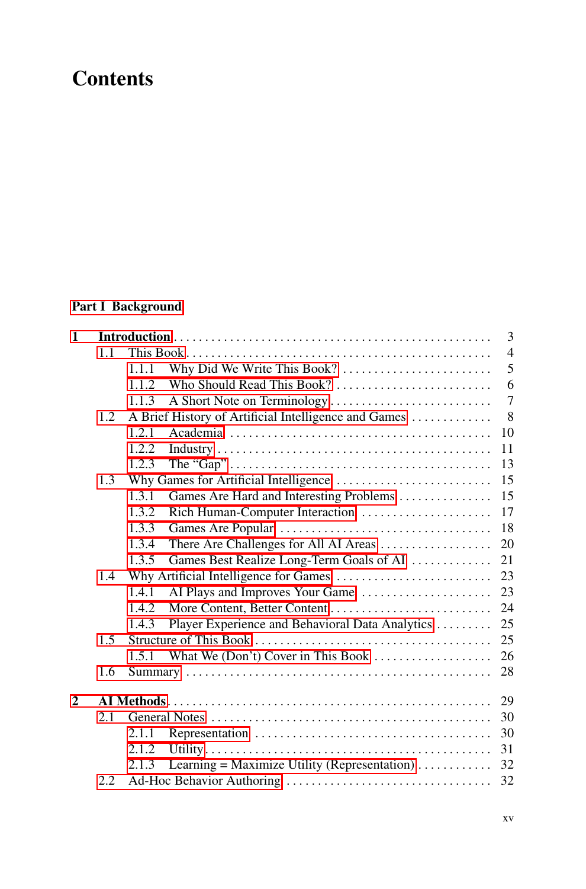# Contents

## Part I Background

1 Introduction . . . . . . . . . . . . . . . . . . . . . . . . . . . . . . . . . . . . . . . . . . . . . . . . . 3
- 1.1 This Book . . . . . . . . . . . . . . . . . . . . . . . . . . . . . . . . . . . . . . . . . . . . . . . 4
  - 1.1.1 Why Did We Write This Book? . . . . . . . . . . . . . . . . . . . . . . . . 5
  - 1.1.2 Who Should Read This Book? . . . . . . . . . . . . . . . . . . . . . . . . . 6
  - 1.1.3 A Short Note on Terminology . . . . . . . . . . . . . . . . . . . . . . . . . . 7
- 1.2 A Brief History of Artificial Intelligence and Games . . . . . . . . . . . . . 8
  - 1.2.1 Academia . . . . . . . . . . . . . . . . . . . . . . . . . . . . . . . . . . . . . . . . . 10
  - 1.2.2 Industry . . . . . . . . . . . . . . . . . . . . . . . . . . . . . . . . . . . . . . . . . . . 11
  - 1.2.3 The "Gap" . . . . . . . . . . . . . . . . . . . . . . . . . . . . . . . . . . . . . . . . . 13
- 1.3 Why Games for Artificial Intelligence . . . . . . . . . . . . . . . . . . . . . . . . . 15
  - 1.3.1 Games Are Hard and Interesting Problems . . . . . . . . . . . . . . . 15
  - 1.3.2 Rich Human-Computer Interaction . . . . . . . . . . . . . . . . . . . . . 17
  - 1.3.3 Games Are Popular . . . . . . . . . . . . . . . . . . . . . . . . . . . . . . . . . 18
  - 1.3.4 There Are Challenges for All AI Areas . . . . . . . . . . . . . . . . . . 20
  - 1.3.5 Games Best Realize Long-Term Goals of AI . . . . . . . . . . . . . 21
- 1.4 Why Artificial Intelligence for Games . . . . . . . . . . . . . . . . . . . . . . . . . 23
  - 1.4.1 AI Plays and Improves Your Game . . . . . . . . . . . . . . . . . . . . . 23
  - 1.4.2 More Content, Better Content . . . . . . . . . . . . . . . . . . . . . . . . . . 24
  - 1.4.3 Player Experience and Behavioral Data Analytics . . . . . . . . . 25
- 1.5 Structure of This Book . . . . . . . . . . . . . . . . . . . . . . . . . . . . . . . . . . . . . 25
  - 1.5.1 What We (Don't) Cover in This Book . . . . . . . . . . . . . . . . . . . 26
- 1.6 Summary . . . . . . . . . . . . . . . . . . . . . . . . . . . . . . . . . . . . . . . . . . . . . . 28

2 AI Methods . . . . . . . . . . . . . . . . . . . . . . . . . . . . . . . . . . . . . . . . . . . . . . . . . 29
- 2.1 General Notes . . . . . . . . . . . . . . . . . . . . . . . . . . . . . . . . . . . . . . . . . . . . 30
  - 2.1.1 Representation . . . . . . . . . . . . . . . . . . . . . . . . . . . . . . . . . . . . . 30
  - 2.1.2 Utility . . . . . . . . . . . . . . . . . . . . . . . . . . . . . . . . . . . . . . . . . . . . . 31
  - 2.1.3 Learning = Maximize Utility (Representation) . . . . . . . . . . . . 32
- 2.2 Ad-Hoc Behavior Authoring . . . . . . . . . . . . . . . . . . . . . . . . . . . . . . . . 32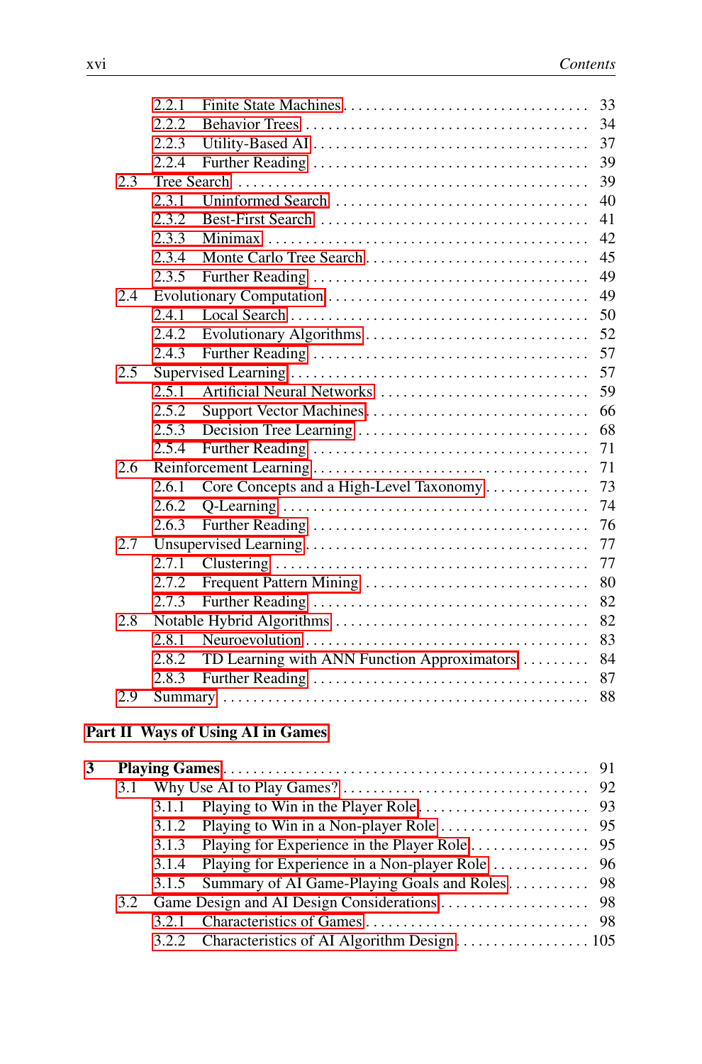- 2.2.1 Finite State Machines ... 33
- 2.2.2 Behavior Trees ... 34
- 2.2.3 Utility-Based AI ... 37
- 2.2.4 Further Reading ... 39
- 2.3 Tree Search ... 39
  - 2.3.1 Uninformed Search ... 40
  - 2.3.2 Best-First Search ... 41
  - 2.3.3 Minimax ... 42
  - 2.3.4 Monte Carlo Tree Search ... 45
  - 2.3.5 Further Reading ... 49
- 2.4 Evolutionary Computation ... 49
  - 2.4.1 Local Search ... 50
  - 2.4.2 Evolutionary Algorithms ... 52
  - 2.4.3 Further Reading ... 57
- 2.5 Supervised Learning ... 57
  - 2.5.1 Artificial Neural Networks ... 59
  - 2.5.2 Support Vector Machines ... 66
  - 2.5.3 Decision Tree Learning ... 68
  - 2.5.4 Further Reading ... 71
- 2.6 Reinforcement Learning ... 71
  - 2.6.1 Core Concepts and a High-Level Taxonomy ... 73
  - 2.6.2 Q-Learning ... 74
  - 2.6.3 Further Reading ... 76
- 2.7 Unsupervised Learning ... 77
  - 2.7.1 Clustering ... 77
  - 2.7.2 Frequent Pattern Mining ... 80
  - 2.7.3 Further Reading ... 82
- 2.8 Notable Hybrid Algorithms ... 82
  - 2.8.1 Neuroevolution ... 83
  - 2.8.2 TD Learning with ANN Function Approximators ... 84
  - 2.8.3 Further Reading ... 87
- 2.9 Summary ... 88

**Part II Ways of Using AI in Games**

**3 Playing Games** ... 91
- 3.1 Why Use AI to Play Games? ... 92
  - 3.1.1 Playing to Win in the Player Role ... 93
  - 3.1.2 Playing to Win in a Non-player Role ... 95
  - 3.1.3 Playing for Experience in the Player Role ... 95
  - 3.1.4 Playing for Experience in a Non-player Role ... 96
  - 3.1.5 Summary of AI Game-Playing Goals and Roles ... 98
- 3.2 Game Design and AI Design Considerations ... 98
  - 3.2.1 Characteristics of Games ... 98
  - 3.2.2 Characteristics of AI Algorithm Design ... 105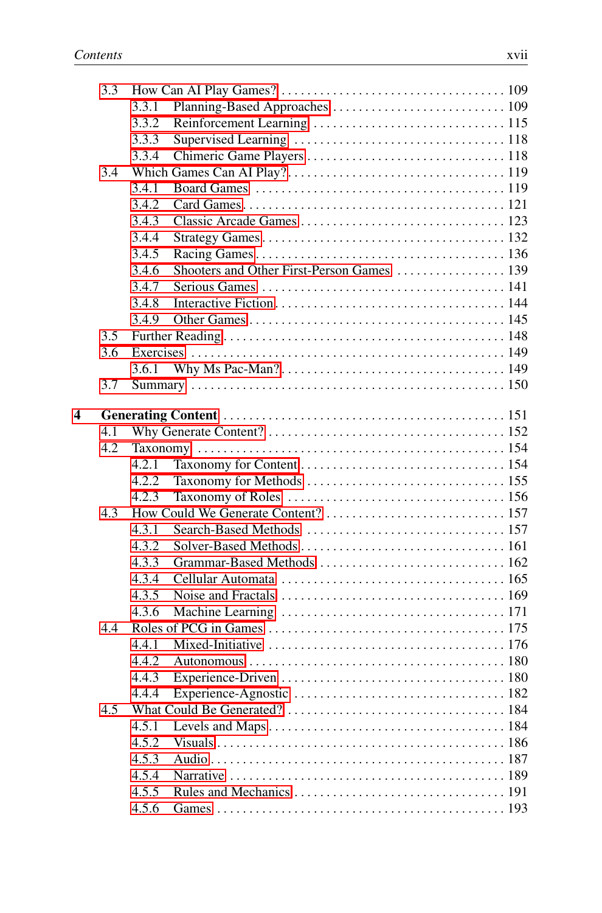- 3.3 How Can AI Play Games? . . . . . . . . . . 109
  - 3.3.1 Planning-Based Approaches . . . . . . . . . . 109
  - 3.3.2 Reinforcement Learning . . . . . . . . . . 115
  - 3.3.3 Supervised Learning . . . . . . . . . . 118
  - 3.3.4 Chimeric Game Players . . . . . . . . . . 118
- 3.4 Which Games Can AI Play? . . . . . . . . . . 119
  - 3.4.1 Board Games . . . . . . . . . . 119
  - 3.4.2 Card Games . . . . . . . . . . 121
  - 3.4.3 Classic Arcade Games . . . . . . . . . . 123
  - 3.4.4 Strategy Games . . . . . . . . . . 132
  - 3.4.5 Racing Games . . . . . . . . . . 136
  - 3.4.6 Shooters and Other First-Person Games . . . . . . . . . . 139
  - 3.4.7 Serious Games . . . . . . . . . . 141
  - 3.4.8 Interactive Fiction . . . . . . . . . . 144
  - 3.4.9 Other Games . . . . . . . . . . 145
- 3.5 Further Reading . . . . . . . . . . 148
- 3.6 Exercises . . . . . . . . . . 149
  - 3.6.1 Why Ms Pac-Man? . . . . . . . . . . 149
- 3.7 Summary . . . . . . . . . . 150

**4 Generating Content . . . . . . . . . . 151**

- 4.1 Why Generate Content? . . . . . . . . . . 152
- 4.2 Taxonomy . . . . . . . . . . 154
  - 4.2.1 Taxonomy for Content . . . . . . . . . . 154
  - 4.2.2 Taxonomy for Methods . . . . . . . . . . 155
  - 4.2.3 Taxonomy of Roles . . . . . . . . . . 156
- 4.3 How Could We Generate Content? . . . . . . . . . . 157
  - 4.3.1 Search-Based Methods . . . . . . . . . . 157
  - 4.3.2 Solver-Based Methods . . . . . . . . . . 161
  - 4.3.3 Grammar-Based Methods . . . . . . . . . . 162
  - 4.3.4 Cellular Automata . . . . . . . . . . 165
  - 4.3.5 Noise and Fractals . . . . . . . . . . 169
  - 4.3.6 Machine Learning . . . . . . . . . . 171
- 4.4 Roles of PCG in Games . . . . . . . . . . 175
  - 4.4.1 Mixed-Initiative . . . . . . . . . . 176
  - 4.4.2 Autonomous . . . . . . . . . . 180
  - 4.4.3 Experience-Driven . . . . . . . . . . 180
  - 4.4.4 Experience-Agnostic . . . . . . . . . . 182
- 4.5 What Could Be Generated? . . . . . . . . . . 184
  - 4.5.1 Levels and Maps . . . . . . . . . . 184
  - 4.5.2 Visuals . . . . . . . . . . 186
  - 4.5.3 Audio . . . . . . . . . . 187
  - 4.5.4 Narrative . . . . . . . . . . 189
  - 4.5.5 Rules and Mechanics . . . . . . . . . . 191
  - 4.5.6 Games . . . . . . . . . . 193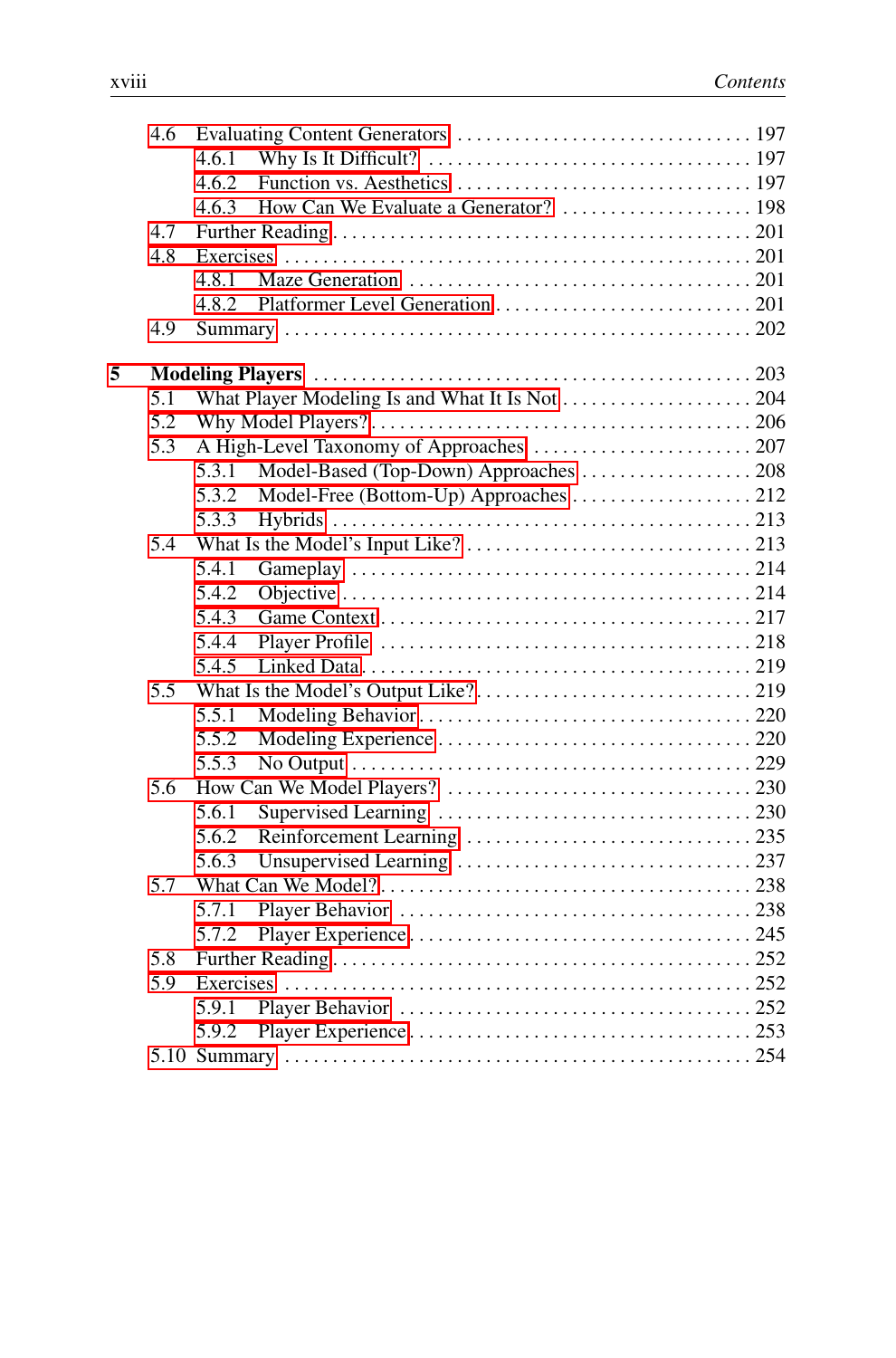4.6 Evaluating Content Generators ... 197
  4.6.1 Why Is It Difficult? ... 197
  4.6.2 Function vs. Aesthetics ... 197
  4.6.3 How Can We Evaluate a Generator? ... 198
4.7 Further Reading ... 201
4.8 Exercises ... 201
  4.8.1 Maze Generation ... 201
  4.8.2 Platformer Level Generation ... 201
4.9 Summary ... 202

**5 Modeling Players ... 203**
5.1 What Player Modeling Is and What It Is Not ... 204
5.2 Why Model Players? ... 206
5.3 A High-Level Taxonomy of Approaches ... 207
  5.3.1 Model-Based (Top-Down) Approaches ... 208
  5.3.2 Model-Free (Bottom-Up) Approaches ... 212
  5.3.3 Hybrids ... 213
5.4 What Is the Model's Input Like? ... 213
  5.4.1 Gameplay ... 214
  5.4.2 Objective ... 214
  5.4.3 Game Context ... 217
  5.4.4 Player Profile ... 218
  5.4.5 Linked Data ... 219
5.5 What Is the Model's Output Like? ... 219
  5.5.1 Modeling Behavior ... 220
  5.5.2 Modeling Experience ... 220
  5.5.3 No Output ... 229
5.6 How Can We Model Players? ... 230
  5.6.1 Supervised Learning ... 230
  5.6.2 Reinforcement Learning ... 235
  5.6.3 Unsupervised Learning ... 237
5.7 What Can We Model? ... 238
  5.7.1 Player Behavior ... 238
  5.7.2 Player Experience ... 245
5.8 Further Reading ... 252
5.9 Exercises ... 252
  5.9.1 Player Behavior ... 252
  5.9.2 Player Experience ... 253
5.10 Summary ... 254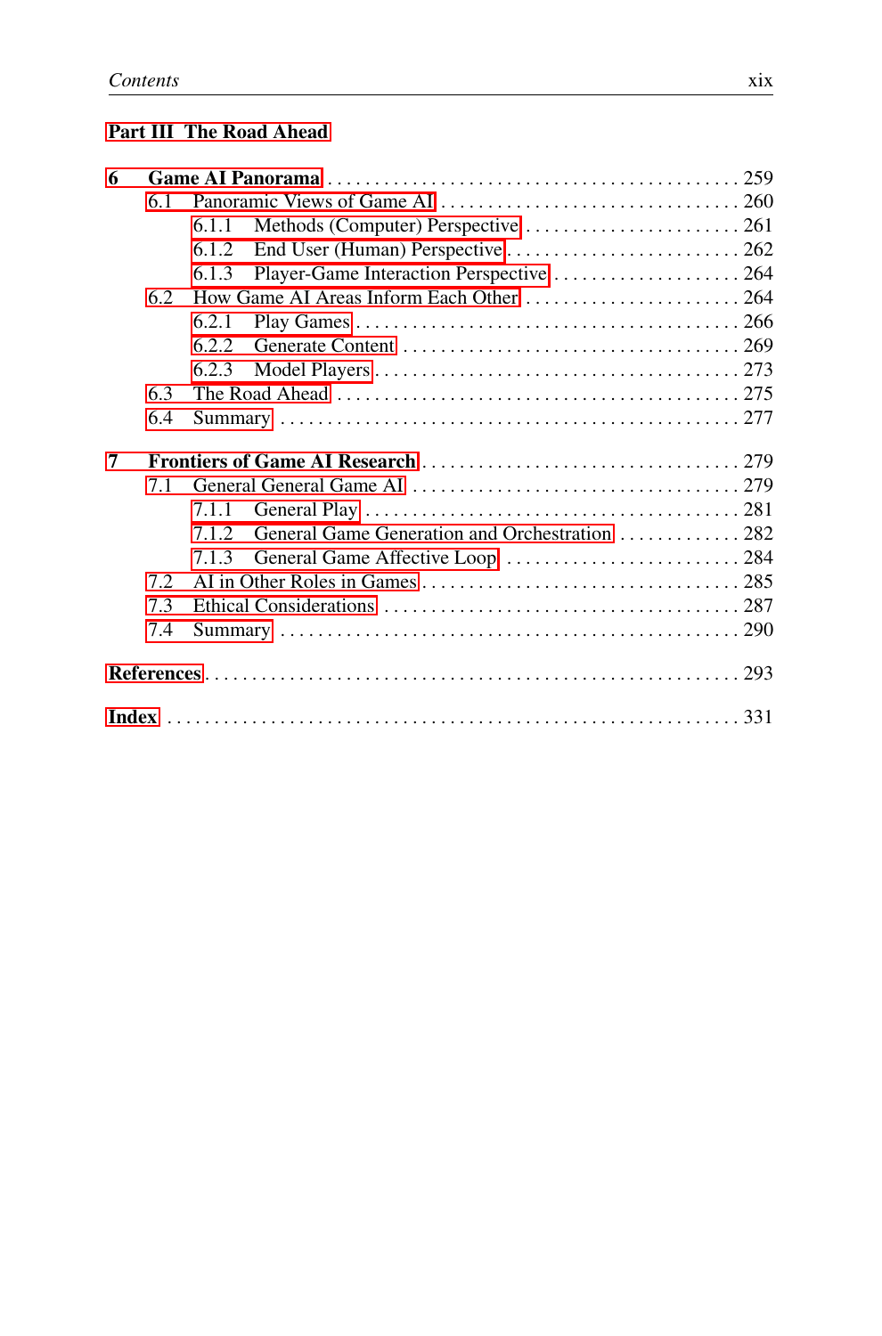**Part III The Road Ahead**

**6 Game AI Panorama** .......... 259
- 6.1 Panoramic Views of Game AI .......... 260
  - 6.1.1 Methods (Computer) Perspective .......... 261
  - 6.1.2 End User (Human) Perspective .......... 262
  - 6.1.3 Player-Game Interaction Perspective .......... 264
- 6.2 How Game AI Areas Inform Each Other .......... 264
  - 6.2.1 Play Games .......... 266
  - 6.2.2 Generate Content .......... 269
  - 6.2.3 Model Players .......... 273
- 6.3 The Road Ahead .......... 275
- 6.4 Summary .......... 277

**7 Frontiers of Game AI Research** .......... 279
- 7.1 General General Game AI .......... 279
  - 7.1.1 General Play .......... 281
  - 7.1.2 General Game Generation and Orchestration .......... 282
  - 7.1.3 General Game Affective Loop .......... 284
- 7.2 AI in Other Roles in Games .......... 285
- 7.3 Ethical Considerations .......... 287
- 7.4 Summary .......... 290

**References** .......... 293

**Index** .......... 331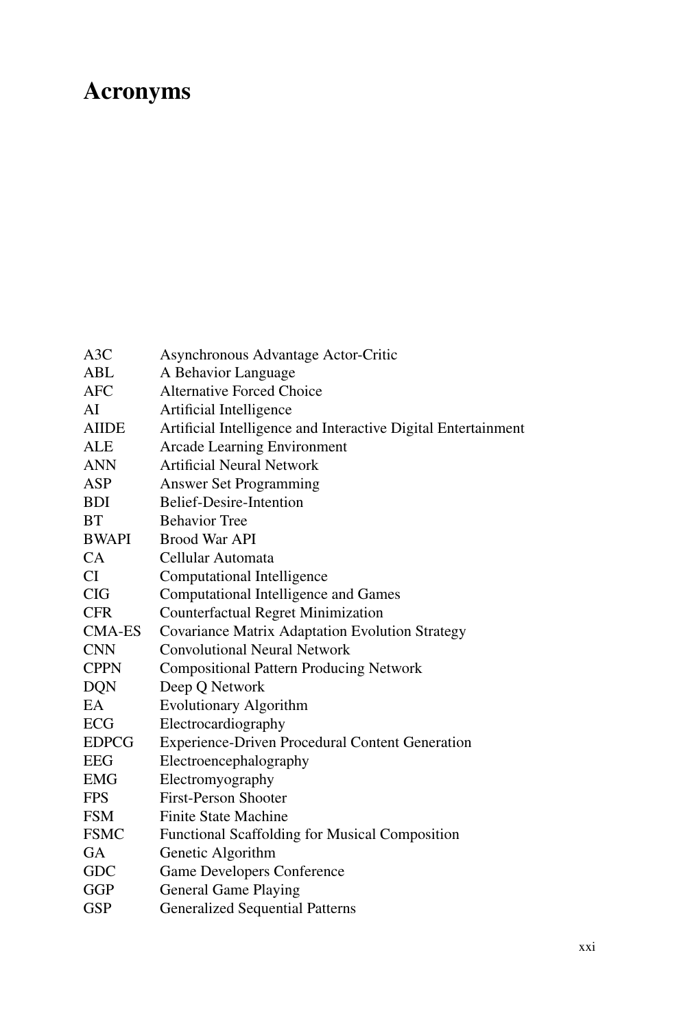# Acronyms

| | |
|---|---|
| A3C | Asynchronous Advantage Actor-Critic |
| ABL | A Behavior Language |
| AFC | Alternative Forced Choice |
| AI | Artificial Intelligence |
| AIIDE | Artificial Intelligence and Interactive Digital Entertainment |
| ALE | Arcade Learning Environment |
| ANN | Artificial Neural Network |
| ASP | Answer Set Programming |
| BDI | Belief-Desire-Intention |
| BT | Behavior Tree |
| BWAPI | Brood War API |
| CA | Cellular Automata |
| CI | Computational Intelligence |
| CIG | Computational Intelligence and Games |
| CFR | Counterfactual Regret Minimization |
| CMA-ES | Covariance Matrix Adaptation Evolution Strategy |
| CNN | Convolutional Neural Network |
| CPPN | Compositional Pattern Producing Network |
| DQN | Deep Q Network |
| EA | Evolutionary Algorithm |
| ECG | Electrocardiography |
| EDPCG | Experience-Driven Procedural Content Generation |
| EEG | Electroencephalography |
| EMG | Electromyography |
| FPS | First-Person Shooter |
| FSM | Finite State Machine |
| FSMC | Functional Scaffolding for Musical Composition |
| GA | Genetic Algorithm |
| GDC | Game Developers Conference |
| GGP | General Game Playing |
| GSP | Generalized Sequential Patterns |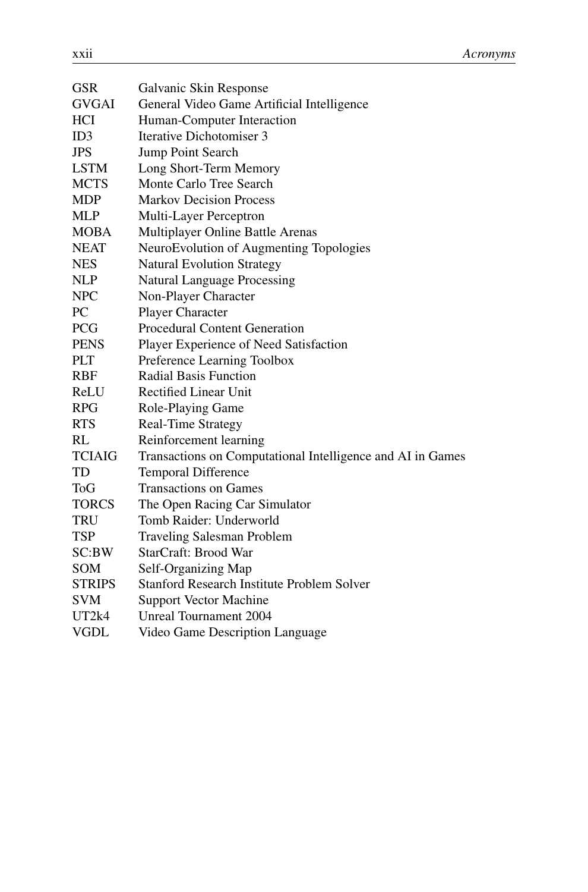| | |
|---|---|
| GSR | Galvanic Skin Response |
| GVGAI | General Video Game Artificial Intelligence |
| HCI | Human-Computer Interaction |
| ID3 | Iterative Dichotomiser 3 |
| JPS | Jump Point Search |
| LSTM | Long Short-Term Memory |
| MCTS | Monte Carlo Tree Search |
| MDP | Markov Decision Process |
| MLP | Multi-Layer Perceptron |
| MOBA | Multiplayer Online Battle Arenas |
| NEAT | NeuroEvolution of Augmenting Topologies |
| NES | Natural Evolution Strategy |
| NLP | Natural Language Processing |
| NPC | Non-Player Character |
| PC | Player Character |
| PCG | Procedural Content Generation |
| PENS | Player Experience of Need Satisfaction |
| PLT | Preference Learning Toolbox |
| RBF | Radial Basis Function |
| ReLU | Rectified Linear Unit |
| RPG | Role-Playing Game |
| RTS | Real-Time Strategy |
| RL | Reinforcement learning |
| TCIAIG | Transactions on Computational Intelligence and AI in Games |
| TD | Temporal Difference |
| ToG | Transactions on Games |
| TORCS | The Open Racing Car Simulator |
| TRU | Tomb Raider: Underworld |
| TSP | Traveling Salesman Problem |
| SC:BW | StarCraft: Brood War |
| SOM | Self-Organizing Map |
| STRIPS | Stanford Research Institute Problem Solver |
| SVM | Support Vector Machine |
| UT2k4 | Unreal Tournament 2004 |
| VGDL | Video Game Description Language |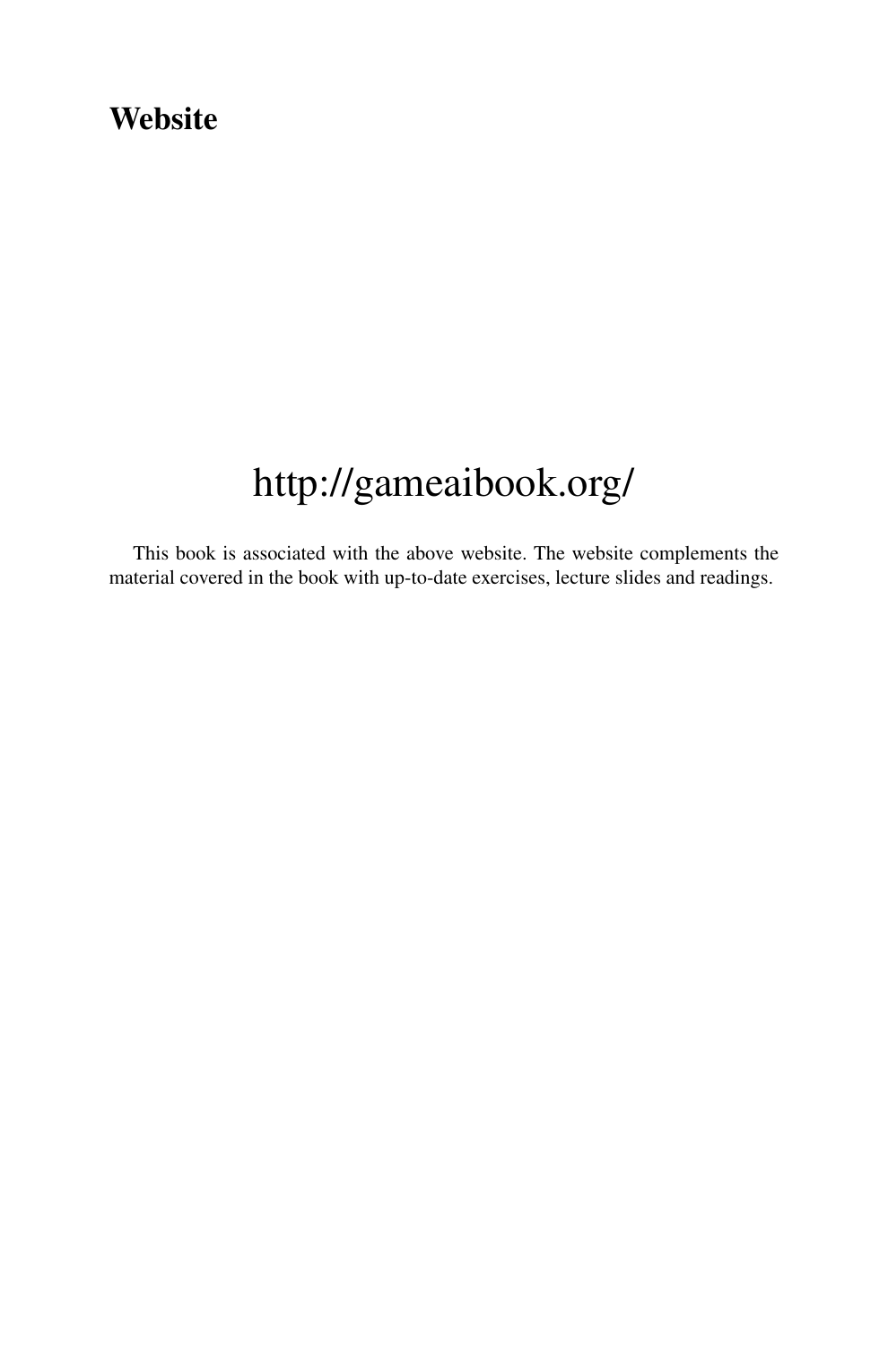# Website

http://gameaibook.org/

This book is associated with the above website. The website complements the material covered in the book with up-to-date exercises, lecture slides and readings.